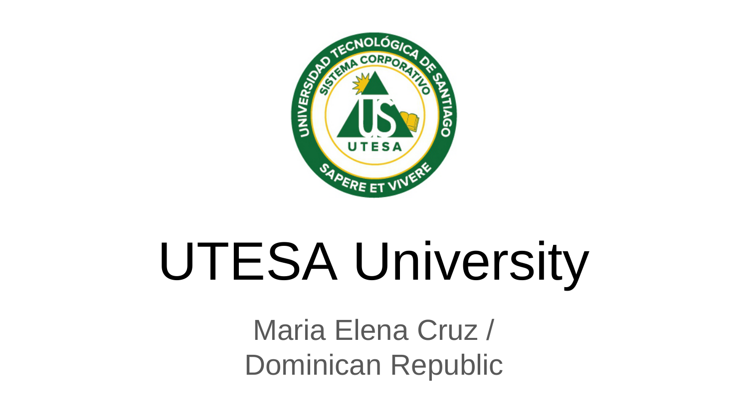# UTESA University

Maria Elena Cruz / Dominican Republic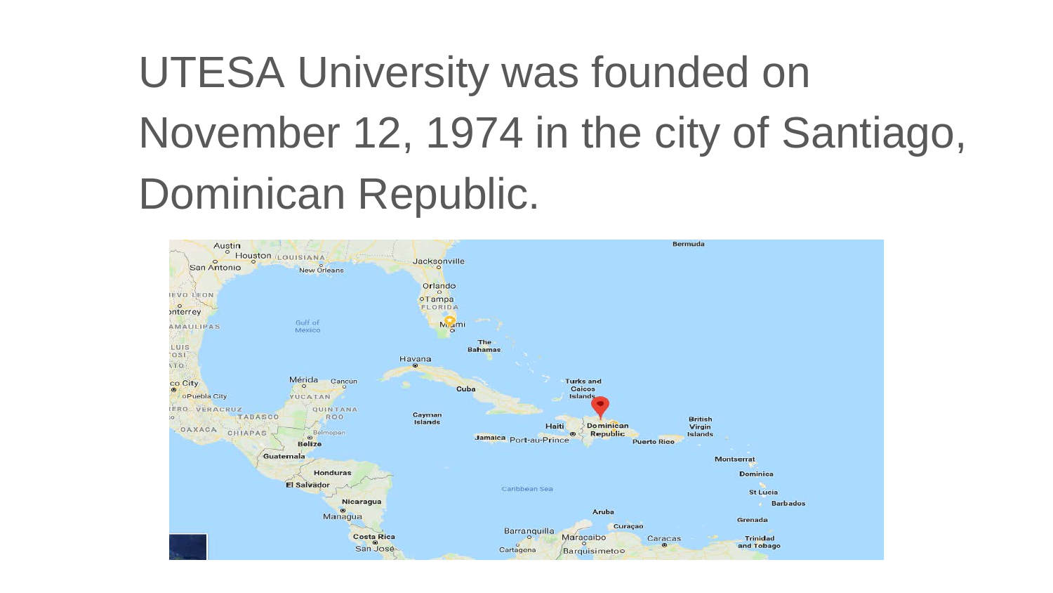UTESA University was founded on November 12, 1974 in the city of Santiago, Dominican Republic.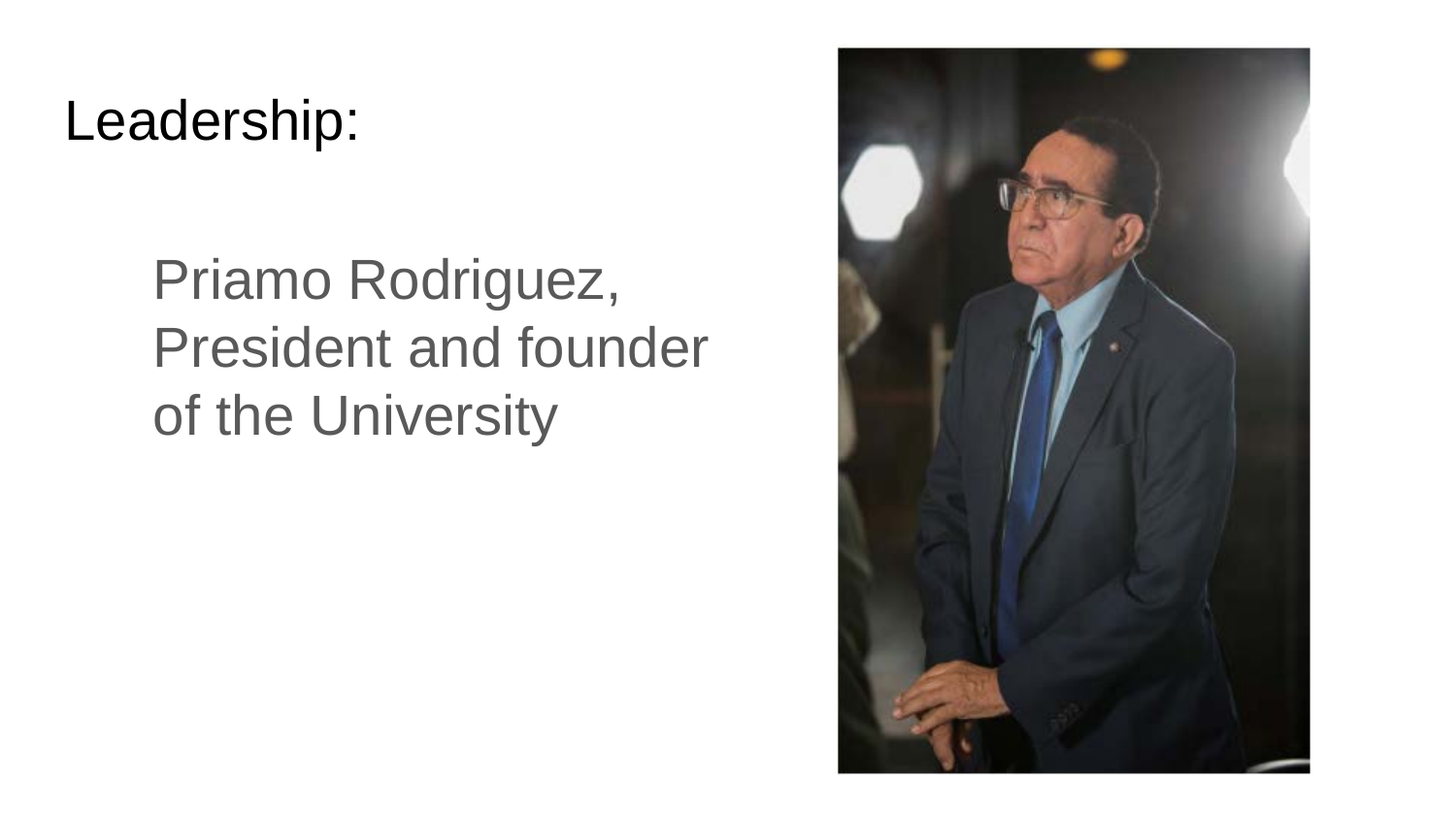# Leadership:

Priamo Rodriguez, President and founder of the University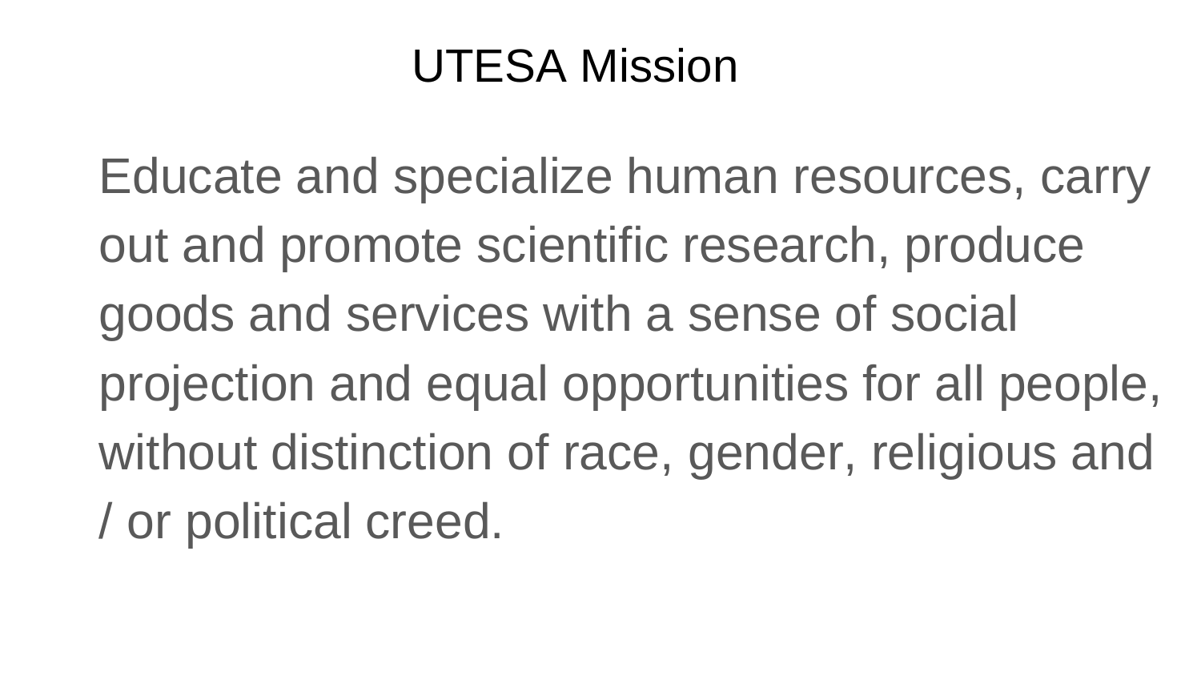# UTESA Mission

Educate and specialize human resources, carry out and promote scientific research, produce goods and services with a sense of social projection and equal opportunities for all people, without distinction of race, gender, religious and / or political creed.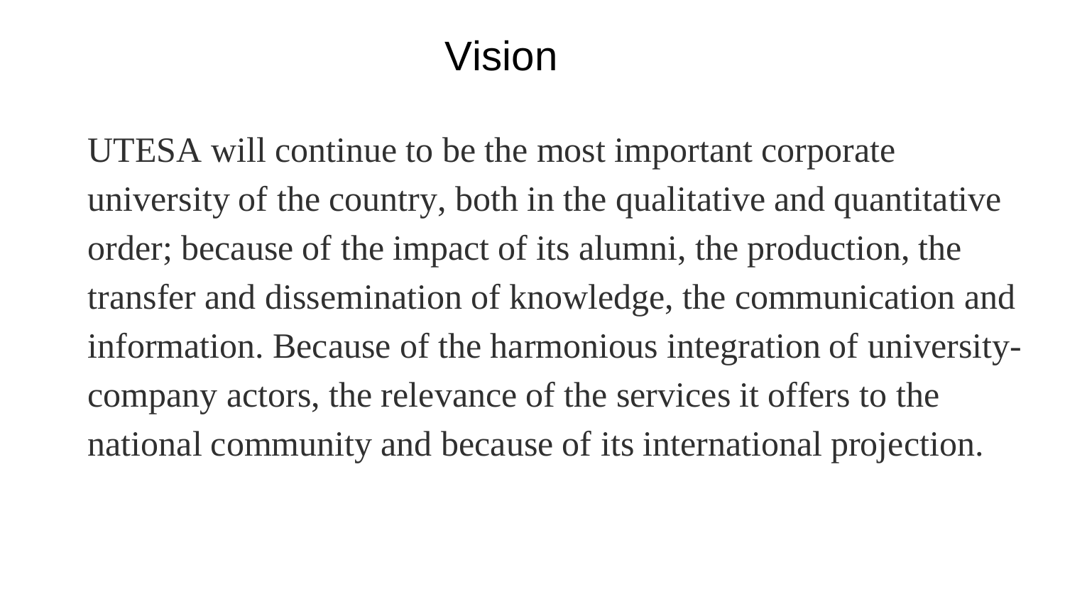# Vision

UTESA will continue to be the most important corporate university of the country, both in the qualitative and quantitative order; because of the impact of its alumni, the production, the transfer and dissemination of knowledge, the communication and information. Because of the harmonious integration of university-company actors, the relevance of the services it offers to the national community and because of its international projection.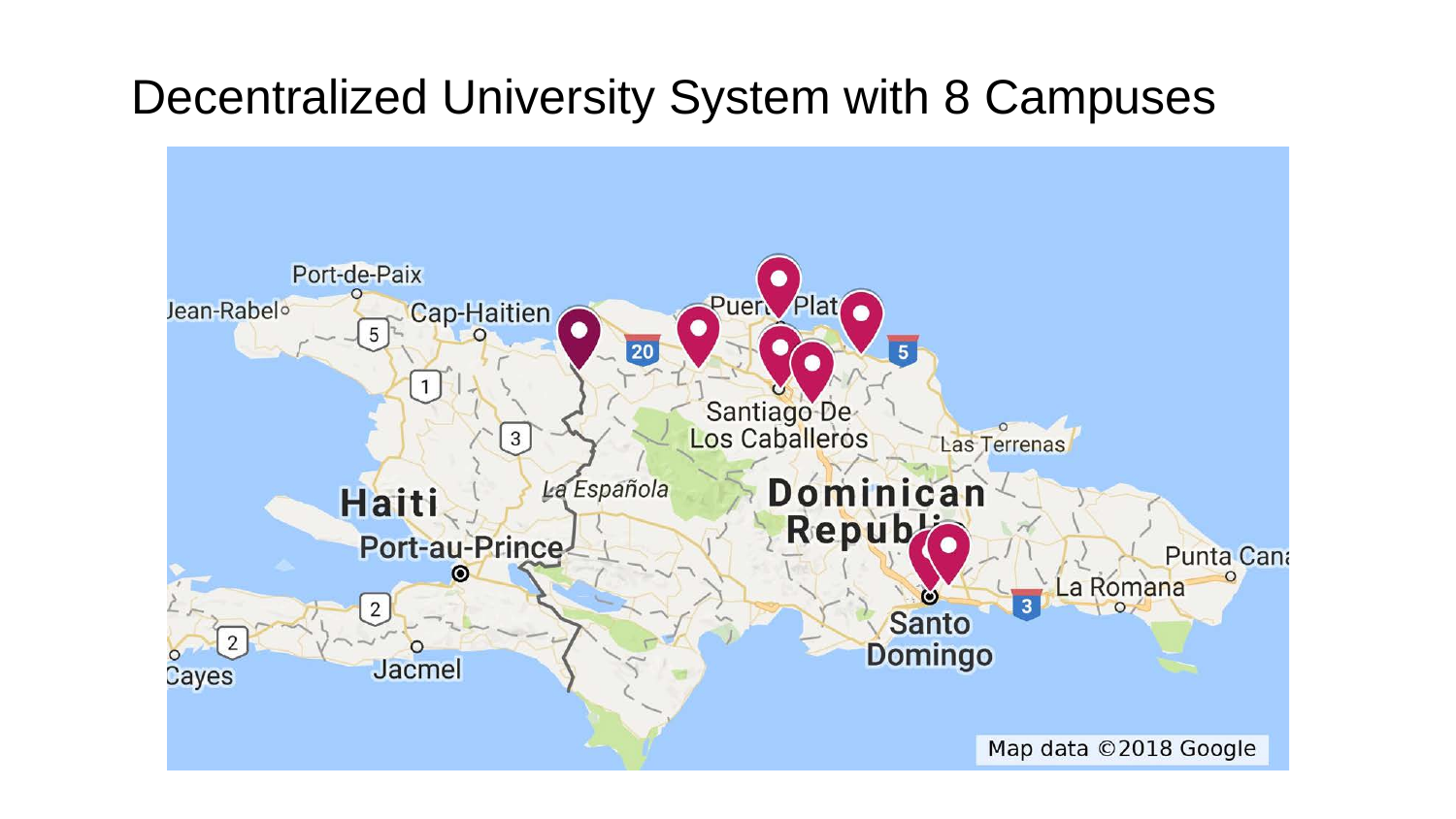# Decentralized University System with 8 Campuses

Port-de-Paix
Jean-Rabel
Cap-Haitien
5
1
3
20
5
Puerto Plata
Santiago De Los Caballeros
Las Terrenas
Haiti
La Española
Dominican Republic
Port-au-Prince
2
2
Cayes
Jacmel
Santo Domingo
3
La Romana
Punta Cana
Map data ©2018 Google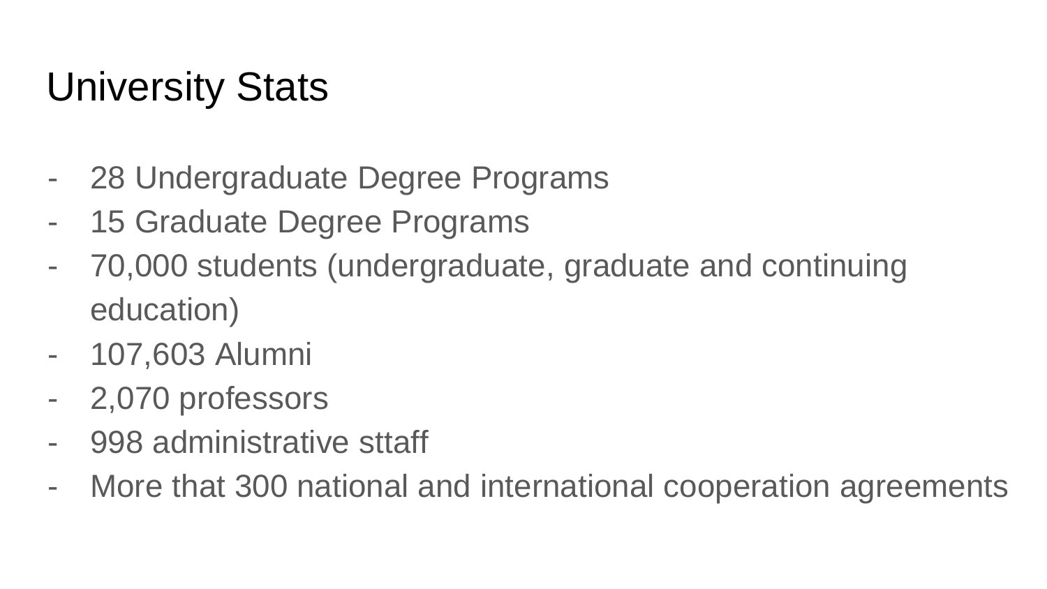# University Stats

- 28 Undergraduate Degree Programs
- 15 Graduate Degree Programs
- 70,000 students (undergraduate, graduate and continuing education)
- 107,603 Alumni
- 2,070 professors
- 998 administrative sttaff
- More that 300 national and international cooperation agreements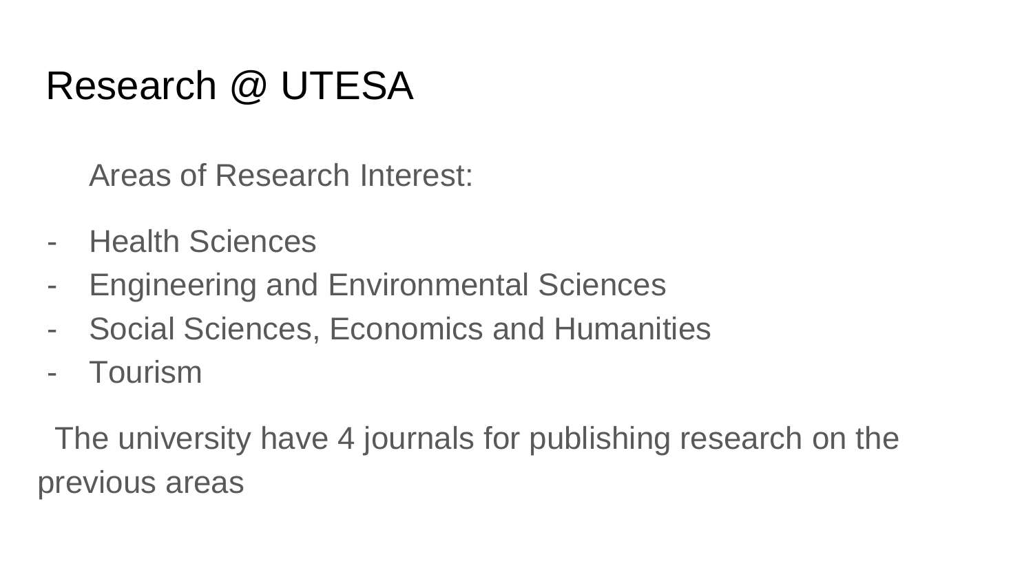# Research @ UTESA

Areas of Research Interest:

- Health Sciences
- Engineering and Environmental Sciences
- Social Sciences, Economics and Humanities
- Tourism

The university have 4 journals for publishing research on the previous areas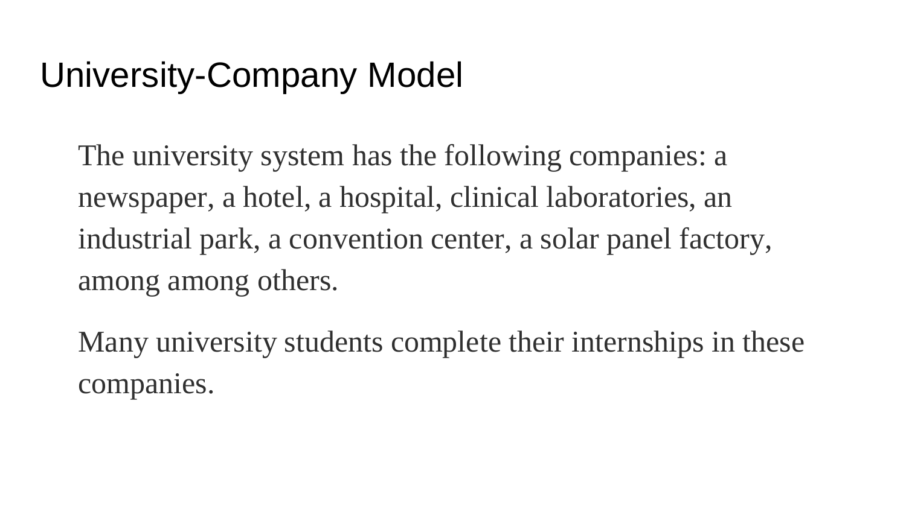# University-Company Model

The university system has the following companies: a newspaper, a hotel, a hospital, clinical laboratories, an industrial park, a convention center, a solar panel factory, among among others.

Many university students complete their internships in these companies.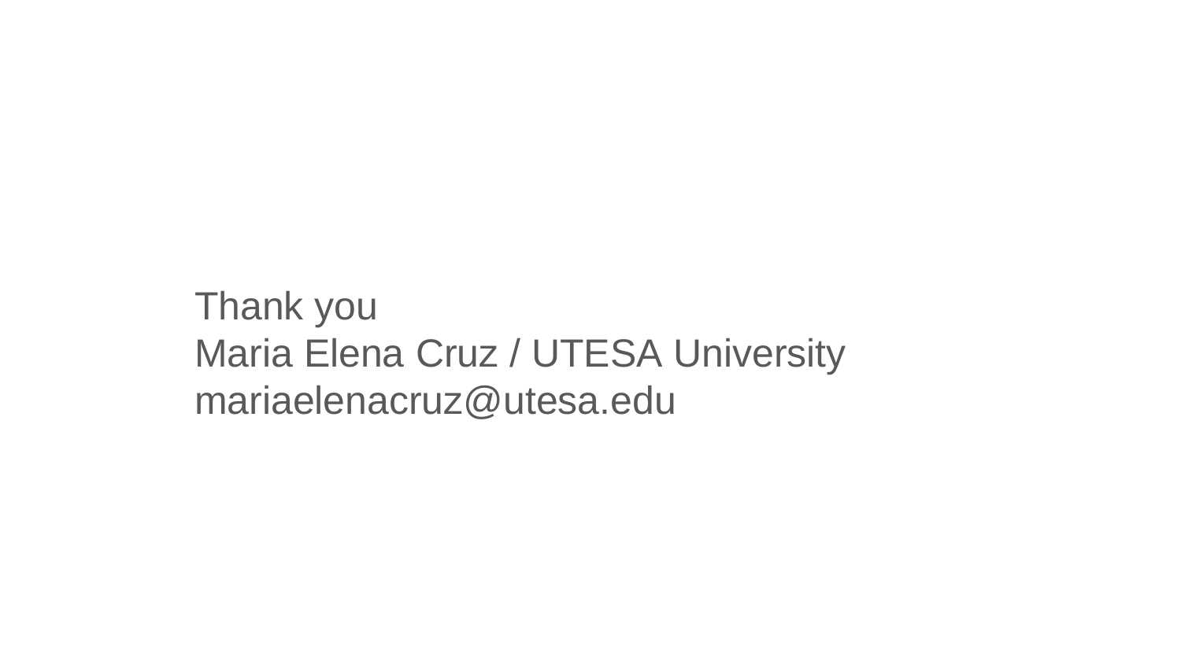Thank you

Maria Elena Cruz / UTESA University

mariaelenacruz@utesa.edu